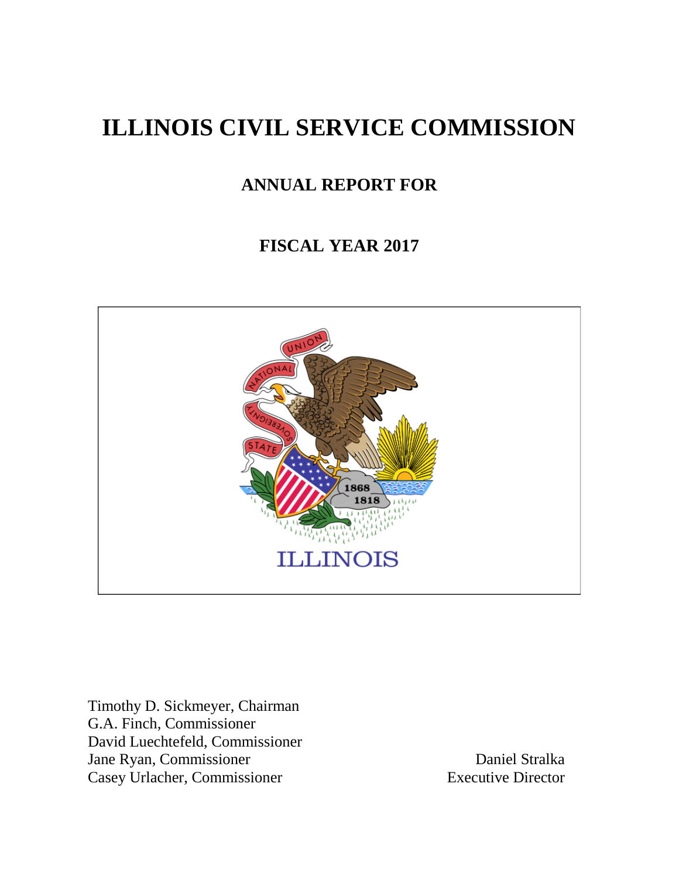# ILLINOIS CIVIL SERVICE COMMISSION

## ANNUAL REPORT FOR

## FISCAL YEAR 2017

Timothy D. Sickmeyer, Chairman
G.A. Finch, Commissioner
David Luechtefeld, Commissioner
Jane Ryan, Commissioner
Casey Urlacher, Commissioner

Daniel Stralka
Executive Director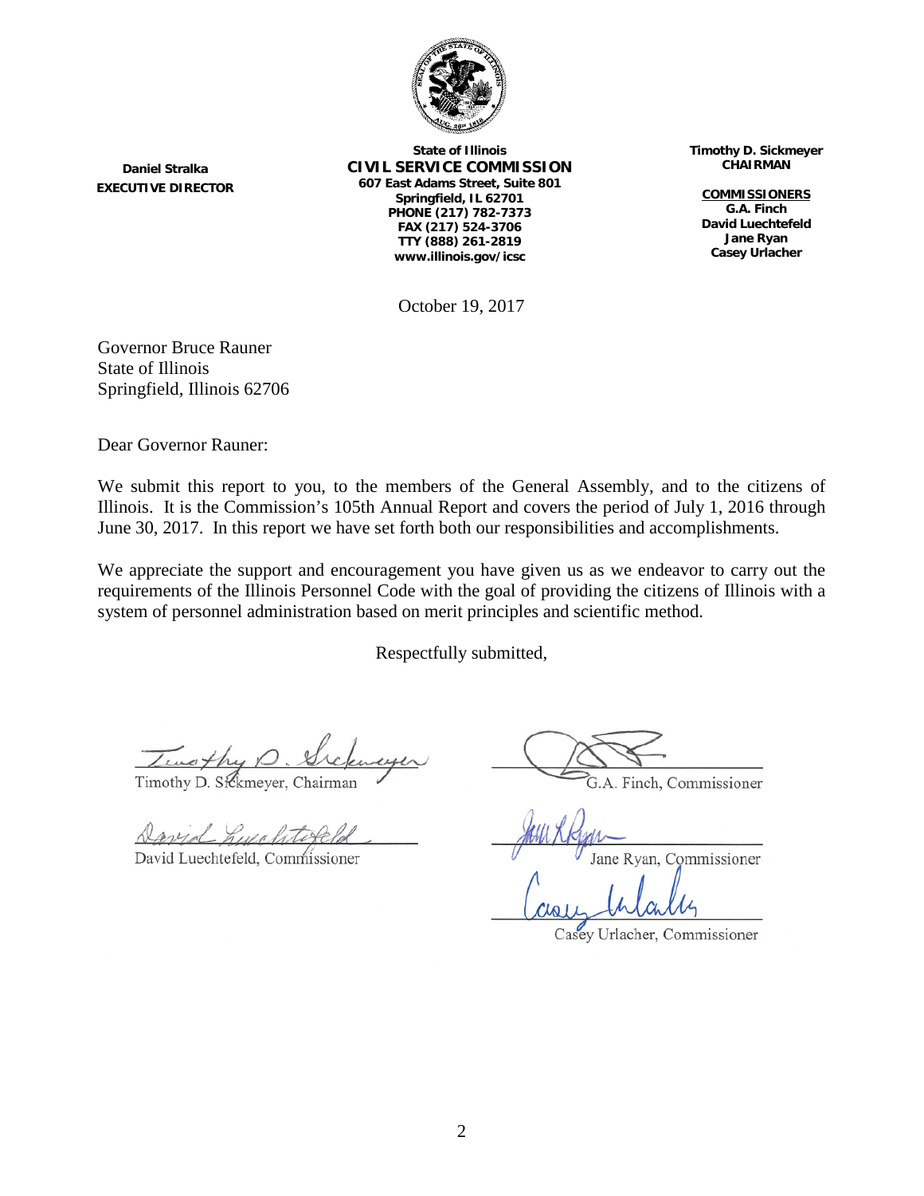**Daniel Stralka**
**EXECUTIVE DIRECTOR**

**State of Illinois**
**CIVIL SERVICE COMMISSION**
**607 East Adams Street, Suite 801**
**Springfield, IL 62701**
**PHONE (217) 782-7373**
**FAX (217) 524-3706**
**TTY (888) 261-2819**
**www.illinois.gov/icsc**

**Timothy D. Sickmeyer**
**CHAIRMAN**

**COMMISSIONERS**
**G.A. Finch**
**David Luechtefeld**
**Jane Ryan**
**Casey Urlacher**

October 19, 2017

Governor Bruce Rauner
State of Illinois
Springfield, Illinois 62706

Dear Governor Rauner:

We submit this report to you, to the members of the General Assembly, and to the citizens of Illinois. It is the Commission's 105th Annual Report and covers the period of July 1, 2016 through June 30, 2017. In this report we have set forth both our responsibilities and accomplishments.

We appreciate the support and encouragement you have given us as we endeavor to carry out the requirements of the Illinois Personnel Code with the goal of providing the citizens of Illinois with a system of personnel administration based on merit principles and scientific method.

Respectfully submitted,

Timothy D. Sickmeyer, Chairman

G.A. Finch, Commissioner

David Luechtefeld, Commissioner

Jane Ryan, Commissioner

Casey Urlacher, Commissioner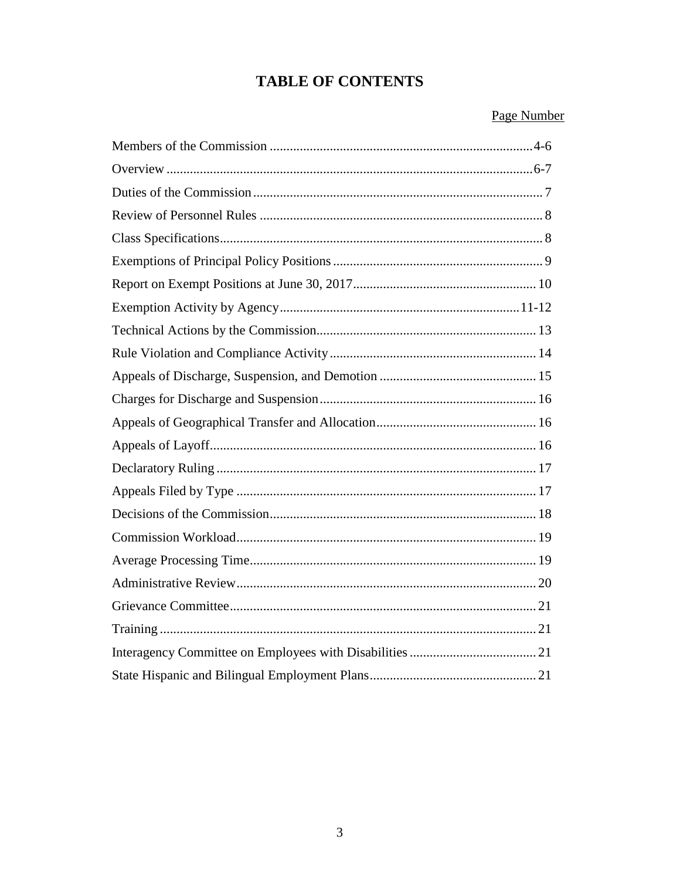# TABLE OF CONTENTS

| | Page Number |
|---|---|
| Members of the Commission | 4-6 |
| Overview | 6-7 |
| Duties of the Commission | 7 |
| Review of Personnel Rules | 8 |
| Class Specifications | 8 |
| Exemptions of Principal Policy Positions | 9 |
| Report on Exempt Positions at June 30, 2017 | 10 |
| Exemption Activity by Agency | 11-12 |
| Technical Actions by the Commission | 13 |
| Rule Violation and Compliance Activity | 14 |
| Appeals of Discharge, Suspension, and Demotion | 15 |
| Charges for Discharge and Suspension | 16 |
| Appeals of Geographical Transfer and Allocation | 16 |
| Appeals of Layoff | 16 |
| Declaratory Ruling | 17 |
| Appeals Filed by Type | 17 |
| Decisions of the Commission | 18 |
| Commission Workload | 19 |
| Average Processing Time | 19 |
| Administrative Review | 20 |
| Grievance Committee | 21 |
| Training | 21 |
| Interagency Committee on Employees with Disabilities | 21 |
| State Hispanic and Bilingual Employment Plans | 21 |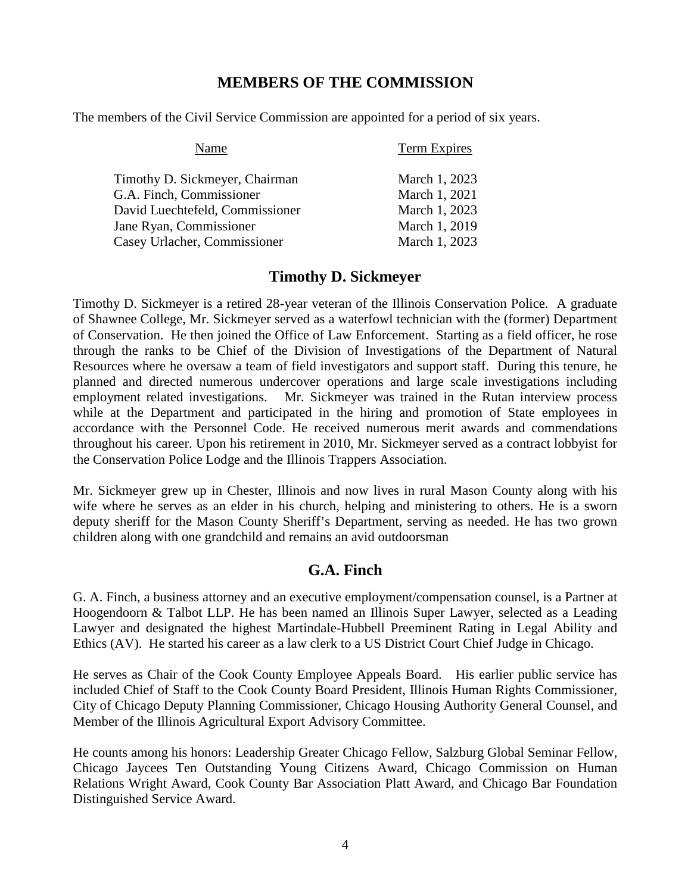## MEMBERS OF THE COMMISSION

The members of the Civil Service Commission are appointed for a period of six years.

| Name | Term Expires |
|---|---|
| Timothy D. Sickmeyer, Chairman | March 1, 2023 |
| G.A. Finch, Commissioner | March 1, 2021 |
| David Luechtefeld, Commissioner | March 1, 2023 |
| Jane Ryan, Commissioner | March 1, 2019 |
| Casey Urlacher, Commissioner | March 1, 2023 |

## Timothy D. Sickmeyer

Timothy D. Sickmeyer is a retired 28-year veteran of the Illinois Conservation Police. A graduate of Shawnee College, Mr. Sickmeyer served as a waterfowl technician with the (former) Department of Conservation. He then joined the Office of Law Enforcement. Starting as a field officer, he rose through the ranks to be Chief of the Division of Investigations of the Department of Natural Resources where he oversaw a team of field investigators and support staff. During this tenure, he planned and directed numerous undercover operations and large scale investigations including employment related investigations. Mr. Sickmeyer was trained in the Rutan interview process while at the Department and participated in the hiring and promotion of State employees in accordance with the Personnel Code. He received numerous merit awards and commendations throughout his career. Upon his retirement in 2010, Mr. Sickmeyer served as a contract lobbyist for the Conservation Police Lodge and the Illinois Trappers Association.

Mr. Sickmeyer grew up in Chester, Illinois and now lives in rural Mason County along with his wife where he serves as an elder in his church, helping and ministering to others. He is a sworn deputy sheriff for the Mason County Sheriff's Department, serving as needed. He has two grown children along with one grandchild and remains an avid outdoorsman

## G.A. Finch

G. A. Finch, a business attorney and an executive employment/compensation counsel, is a Partner at Hoogendoorn & Talbot LLP. He has been named an Illinois Super Lawyer, selected as a Leading Lawyer and designated the highest Martindale-Hubbell Preeminent Rating in Legal Ability and Ethics (AV). He started his career as a law clerk to a US District Court Chief Judge in Chicago.

He serves as Chair of the Cook County Employee Appeals Board. His earlier public service has included Chief of Staff to the Cook County Board President, Illinois Human Rights Commissioner, City of Chicago Deputy Planning Commissioner, Chicago Housing Authority General Counsel, and Member of the Illinois Agricultural Export Advisory Committee.

He counts among his honors: Leadership Greater Chicago Fellow, Salzburg Global Seminar Fellow, Chicago Jaycees Ten Outstanding Young Citizens Award, Chicago Commission on Human Relations Wright Award, Cook County Bar Association Platt Award, and Chicago Bar Foundation Distinguished Service Award.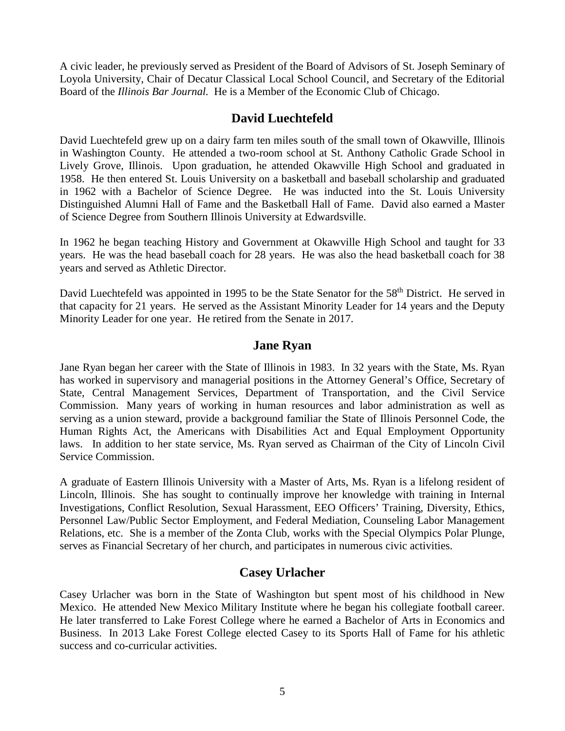A civic leader, he previously served as President of the Board of Advisors of St. Joseph Seminary of Loyola University, Chair of Decatur Classical Local School Council, and Secretary of the Editorial Board of the *Illinois Bar Journal.* He is a Member of the Economic Club of Chicago.

## David Luechtefeld

David Luechtefeld grew up on a dairy farm ten miles south of the small town of Okawville, Illinois in Washington County. He attended a two-room school at St. Anthony Catholic Grade School in Lively Grove, Illinois. Upon graduation, he attended Okawville High School and graduated in 1958. He then entered St. Louis University on a basketball and baseball scholarship and graduated in 1962 with a Bachelor of Science Degree. He was inducted into the St. Louis University Distinguished Alumni Hall of Fame and the Basketball Hall of Fame. David also earned a Master of Science Degree from Southern Illinois University at Edwardsville.

In 1962 he began teaching History and Government at Okawville High School and taught for 33 years. He was the head baseball coach for 28 years. He was also the head basketball coach for 38 years and served as Athletic Director.

David Luechtefeld was appointed in 1995 to be the State Senator for the 58th District. He served in that capacity for 21 years. He served as the Assistant Minority Leader for 14 years and the Deputy Minority Leader for one year. He retired from the Senate in 2017.

## Jane Ryan

Jane Ryan began her career with the State of Illinois in 1983. In 32 years with the State, Ms. Ryan has worked in supervisory and managerial positions in the Attorney General's Office, Secretary of State, Central Management Services, Department of Transportation, and the Civil Service Commission. Many years of working in human resources and labor administration as well as serving as a union steward, provide a background familiar the State of Illinois Personnel Code, the Human Rights Act, the Americans with Disabilities Act and Equal Employment Opportunity laws. In addition to her state service, Ms. Ryan served as Chairman of the City of Lincoln Civil Service Commission.

A graduate of Eastern Illinois University with a Master of Arts, Ms. Ryan is a lifelong resident of Lincoln, Illinois. She has sought to continually improve her knowledge with training in Internal Investigations, Conflict Resolution, Sexual Harassment, EEO Officers' Training, Diversity, Ethics, Personnel Law/Public Sector Employment, and Federal Mediation, Counseling Labor Management Relations, etc. She is a member of the Zonta Club, works with the Special Olympics Polar Plunge, serves as Financial Secretary of her church, and participates in numerous civic activities.

## Casey Urlacher

Casey Urlacher was born in the State of Washington but spent most of his childhood in New Mexico. He attended New Mexico Military Institute where he began his collegiate football career. He later transferred to Lake Forest College where he earned a Bachelor of Arts in Economics and Business. In 2013 Lake Forest College elected Casey to its Sports Hall of Fame for his athletic success and co-curricular activities.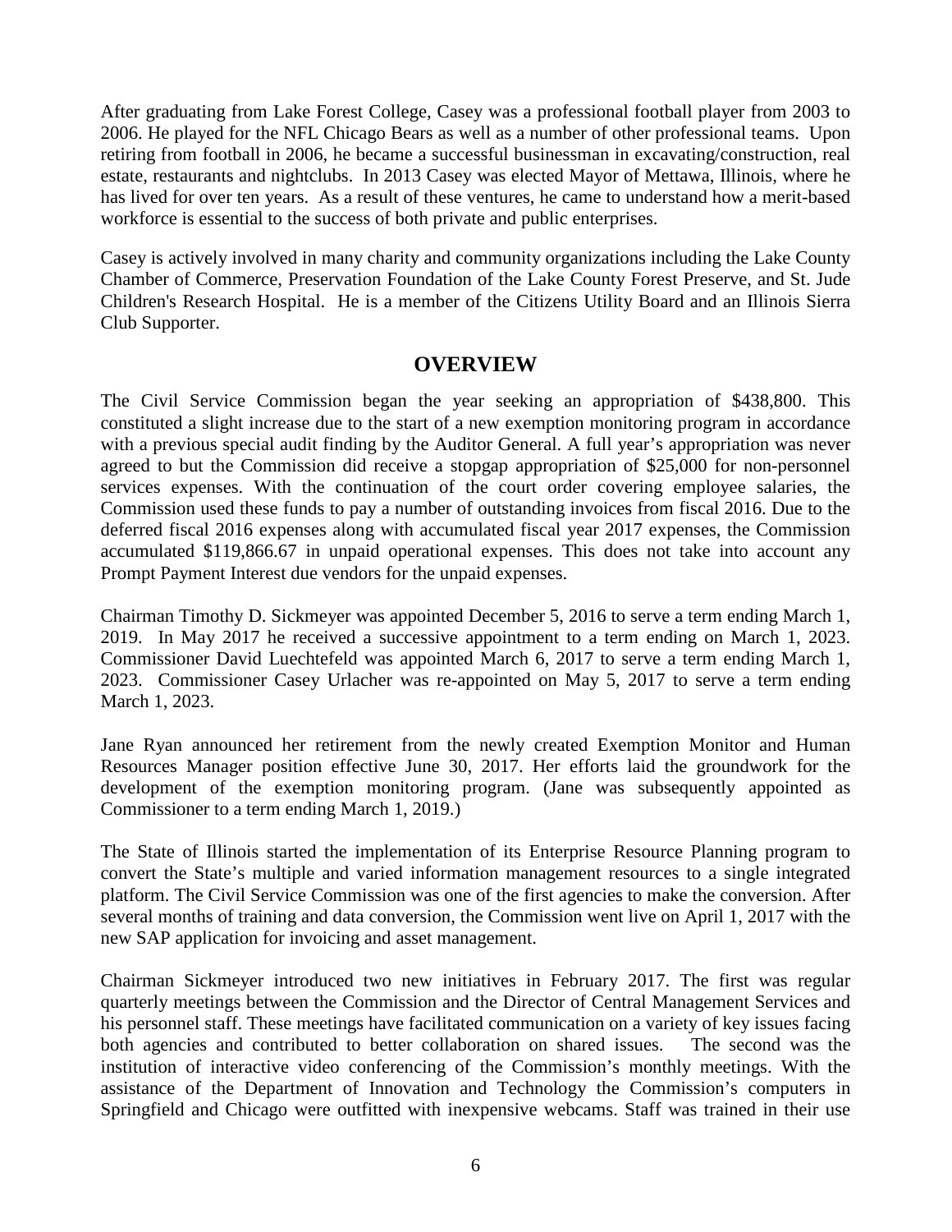After graduating from Lake Forest College, Casey was a professional football player from 2003 to 2006. He played for the NFL Chicago Bears as well as a number of other professional teams. Upon retiring from football in 2006, he became a successful businessman in excavating/construction, real estate, restaurants and nightclubs. In 2013 Casey was elected Mayor of Mettawa, Illinois, where he has lived for over ten years. As a result of these ventures, he came to understand how a merit-based workforce is essential to the success of both private and public enterprises.

Casey is actively involved in many charity and community organizations including the Lake County Chamber of Commerce, Preservation Foundation of the Lake County Forest Preserve, and St. Jude Children's Research Hospital. He is a member of the Citizens Utility Board and an Illinois Sierra Club Supporter.

## OVERVIEW

The Civil Service Commission began the year seeking an appropriation of $438,800. This constituted a slight increase due to the start of a new exemption monitoring program in accordance with a previous special audit finding by the Auditor General. A full year's appropriation was never agreed to but the Commission did receive a stopgap appropriation of $25,000 for non-personnel services expenses. With the continuation of the court order covering employee salaries, the Commission used these funds to pay a number of outstanding invoices from fiscal 2016. Due to the deferred fiscal 2016 expenses along with accumulated fiscal year 2017 expenses, the Commission accumulated $119,866.67 in unpaid operational expenses. This does not take into account any Prompt Payment Interest due vendors for the unpaid expenses.

Chairman Timothy D. Sickmeyer was appointed December 5, 2016 to serve a term ending March 1, 2019. In May 2017 he received a successive appointment to a term ending on March 1, 2023. Commissioner David Luechtefeld was appointed March 6, 2017 to serve a term ending March 1, 2023. Commissioner Casey Urlacher was re-appointed on May 5, 2017 to serve a term ending March 1, 2023.

Jane Ryan announced her retirement from the newly created Exemption Monitor and Human Resources Manager position effective June 30, 2017. Her efforts laid the groundwork for the development of the exemption monitoring program. (Jane was subsequently appointed as Commissioner to a term ending March 1, 2019.)

The State of Illinois started the implementation of its Enterprise Resource Planning program to convert the State's multiple and varied information management resources to a single integrated platform. The Civil Service Commission was one of the first agencies to make the conversion. After several months of training and data conversion, the Commission went live on April 1, 2017 with the new SAP application for invoicing and asset management.

Chairman Sickmeyer introduced two new initiatives in February 2017. The first was regular quarterly meetings between the Commission and the Director of Central Management Services and his personnel staff. These meetings have facilitated communication on a variety of key issues facing both agencies and contributed to better collaboration on shared issues. The second was the institution of interactive video conferencing of the Commission's monthly meetings. With the assistance of the Department of Innovation and Technology the Commission's computers in Springfield and Chicago were outfitted with inexpensive webcams. Staff was trained in their use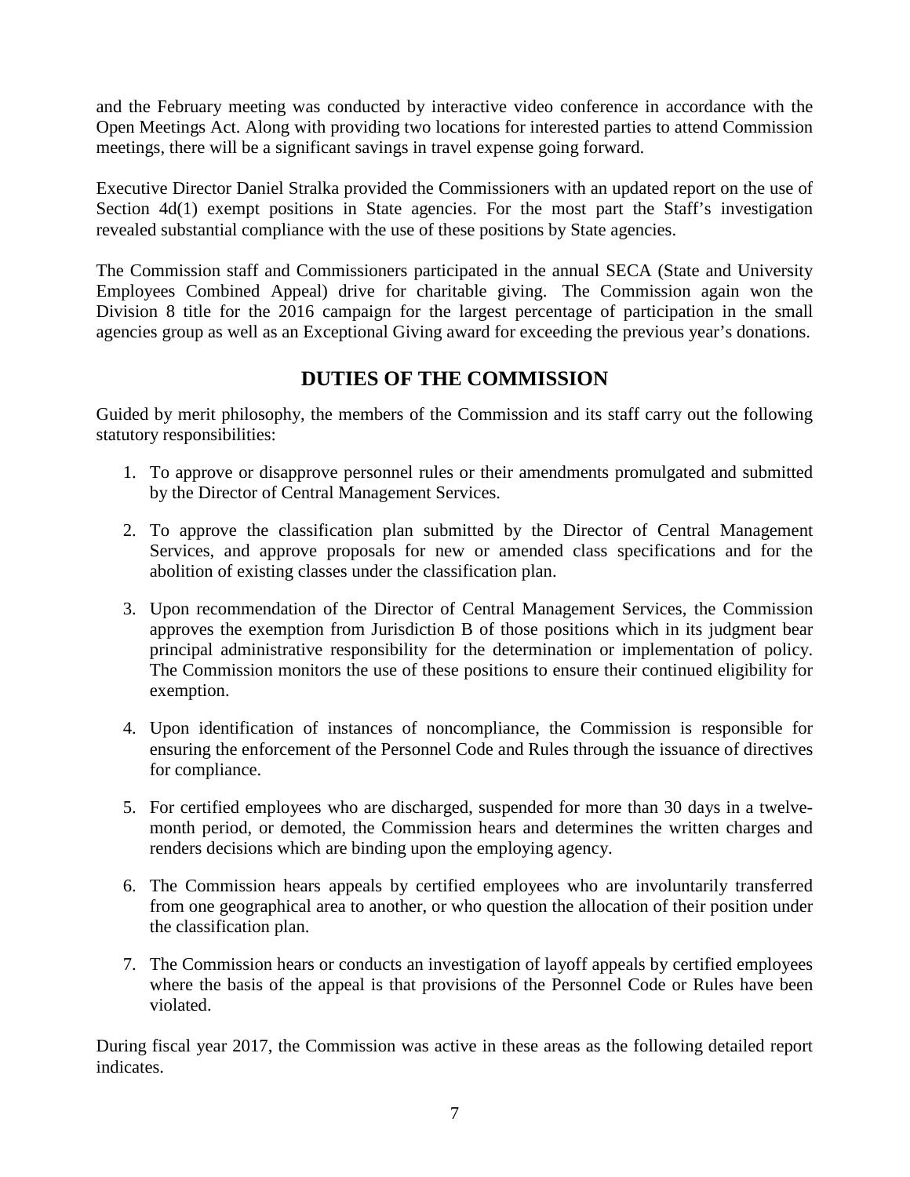and the February meeting was conducted by interactive video conference in accordance with the Open Meetings Act. Along with providing two locations for interested parties to attend Commission meetings, there will be a significant savings in travel expense going forward.

Executive Director Daniel Stralka provided the Commissioners with an updated report on the use of Section 4d(1) exempt positions in State agencies. For the most part the Staff's investigation revealed substantial compliance with the use of these positions by State agencies.

The Commission staff and Commissioners participated in the annual SECA (State and University Employees Combined Appeal) drive for charitable giving. The Commission again won the Division 8 title for the 2016 campaign for the largest percentage of participation in the small agencies group as well as an Exceptional Giving award for exceeding the previous year's donations.

## DUTIES OF THE COMMISSION

Guided by merit philosophy, the members of the Commission and its staff carry out the following statutory responsibilities:

1. To approve or disapprove personnel rules or their amendments promulgated and submitted by the Director of Central Management Services.
2. To approve the classification plan submitted by the Director of Central Management Services, and approve proposals for new or amended class specifications and for the abolition of existing classes under the classification plan.
3. Upon recommendation of the Director of Central Management Services, the Commission approves the exemption from Jurisdiction B of those positions which in its judgment bear principal administrative responsibility for the determination or implementation of policy. The Commission monitors the use of these positions to ensure their continued eligibility for exemption.
4. Upon identification of instances of noncompliance, the Commission is responsible for ensuring the enforcement of the Personnel Code and Rules through the issuance of directives for compliance.
5. For certified employees who are discharged, suspended for more than 30 days in a twelve-month period, or demoted, the Commission hears and determines the written charges and renders decisions which are binding upon the employing agency.
6. The Commission hears appeals by certified employees who are involuntarily transferred from one geographical area to another, or who question the allocation of their position under the classification plan.
7. The Commission hears or conducts an investigation of layoff appeals by certified employees where the basis of the appeal is that provisions of the Personnel Code or Rules have been violated.

During fiscal year 2017, the Commission was active in these areas as the following detailed report indicates.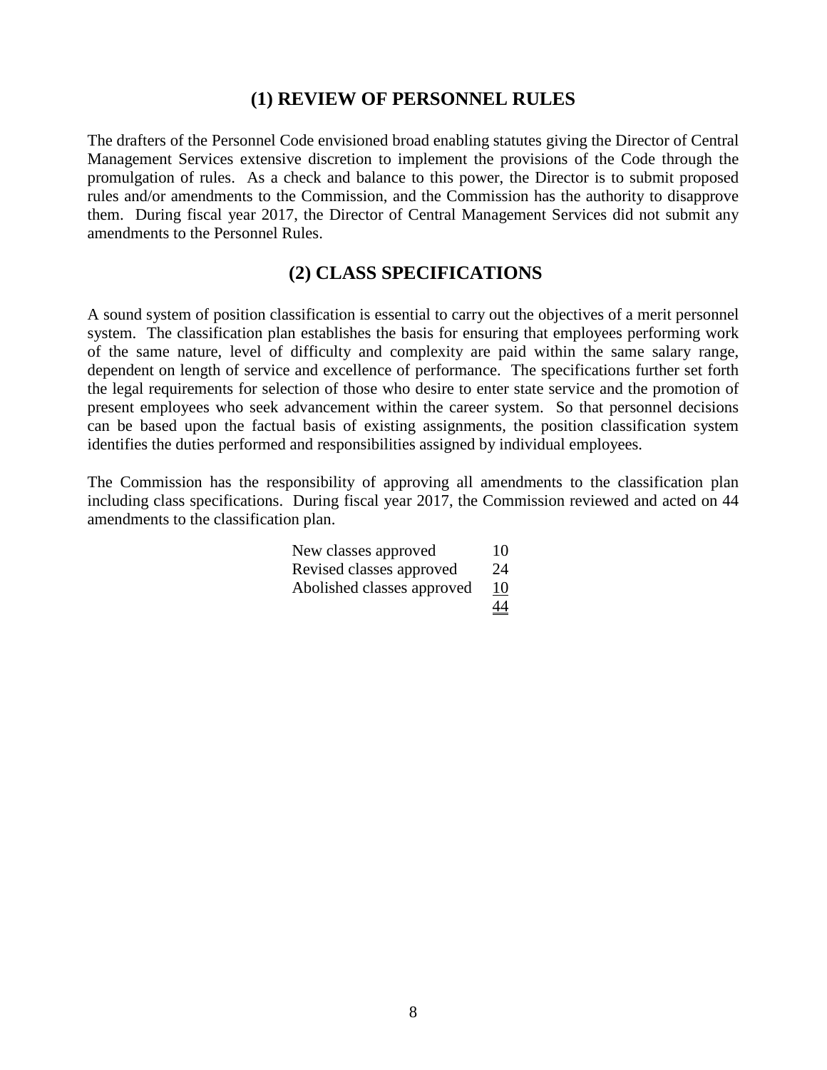## (1) REVIEW OF PERSONNEL RULES

The drafters of the Personnel Code envisioned broad enabling statutes giving the Director of Central Management Services extensive discretion to implement the provisions of the Code through the promulgation of rules. As a check and balance to this power, the Director is to submit proposed rules and/or amendments to the Commission, and the Commission has the authority to disapprove them. During fiscal year 2017, the Director of Central Management Services did not submit any amendments to the Personnel Rules.

## (2) CLASS SPECIFICATIONS

A sound system of position classification is essential to carry out the objectives of a merit personnel system. The classification plan establishes the basis for ensuring that employees performing work of the same nature, level of difficulty and complexity are paid within the same salary range, dependent on length of service and excellence of performance. The specifications further set forth the legal requirements for selection of those who desire to enter state service and the promotion of present employees who seek advancement within the career system. So that personnel decisions can be based upon the factual basis of existing assignments, the position classification system identifies the duties performed and responsibilities assigned by individual employees.

The Commission has the responsibility of approving all amendments to the classification plan including class specifications. During fiscal year 2017, the Commission reviewed and acted on 44 amendments to the classification plan.

| | |
|---|---|
| New classes approved | 10 |
| Revised classes approved | 24 |
| Abolished classes approved | 10 |
| | 44 |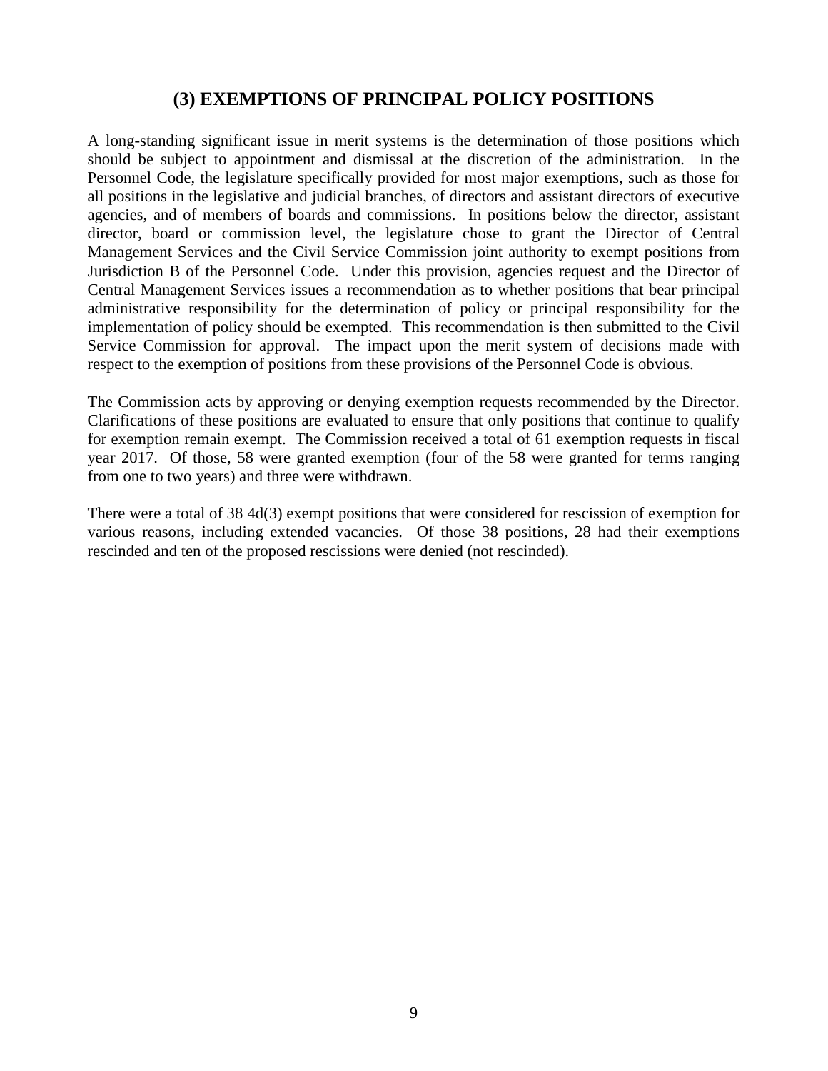## (3) EXEMPTIONS OF PRINCIPAL POLICY POSITIONS

A long-standing significant issue in merit systems is the determination of those positions which should be subject to appointment and dismissal at the discretion of the administration. In the Personnel Code, the legislature specifically provided for most major exemptions, such as those for all positions in the legislative and judicial branches, of directors and assistant directors of executive agencies, and of members of boards and commissions. In positions below the director, assistant director, board or commission level, the legislature chose to grant the Director of Central Management Services and the Civil Service Commission joint authority to exempt positions from Jurisdiction B of the Personnel Code. Under this provision, agencies request and the Director of Central Management Services issues a recommendation as to whether positions that bear principal administrative responsibility for the determination of policy or principal responsibility for the implementation of policy should be exempted. This recommendation is then submitted to the Civil Service Commission for approval. The impact upon the merit system of decisions made with respect to the exemption of positions from these provisions of the Personnel Code is obvious.

The Commission acts by approving or denying exemption requests recommended by the Director. Clarifications of these positions are evaluated to ensure that only positions that continue to qualify for exemption remain exempt. The Commission received a total of 61 exemption requests in fiscal year 2017. Of those, 58 were granted exemption (four of the 58 were granted for terms ranging from one to two years) and three were withdrawn.

There were a total of 38 4d(3) exempt positions that were considered for rescission of exemption for various reasons, including extended vacancies. Of those 38 positions, 28 had their exemptions rescinded and ten of the proposed rescissions were denied (not rescinded).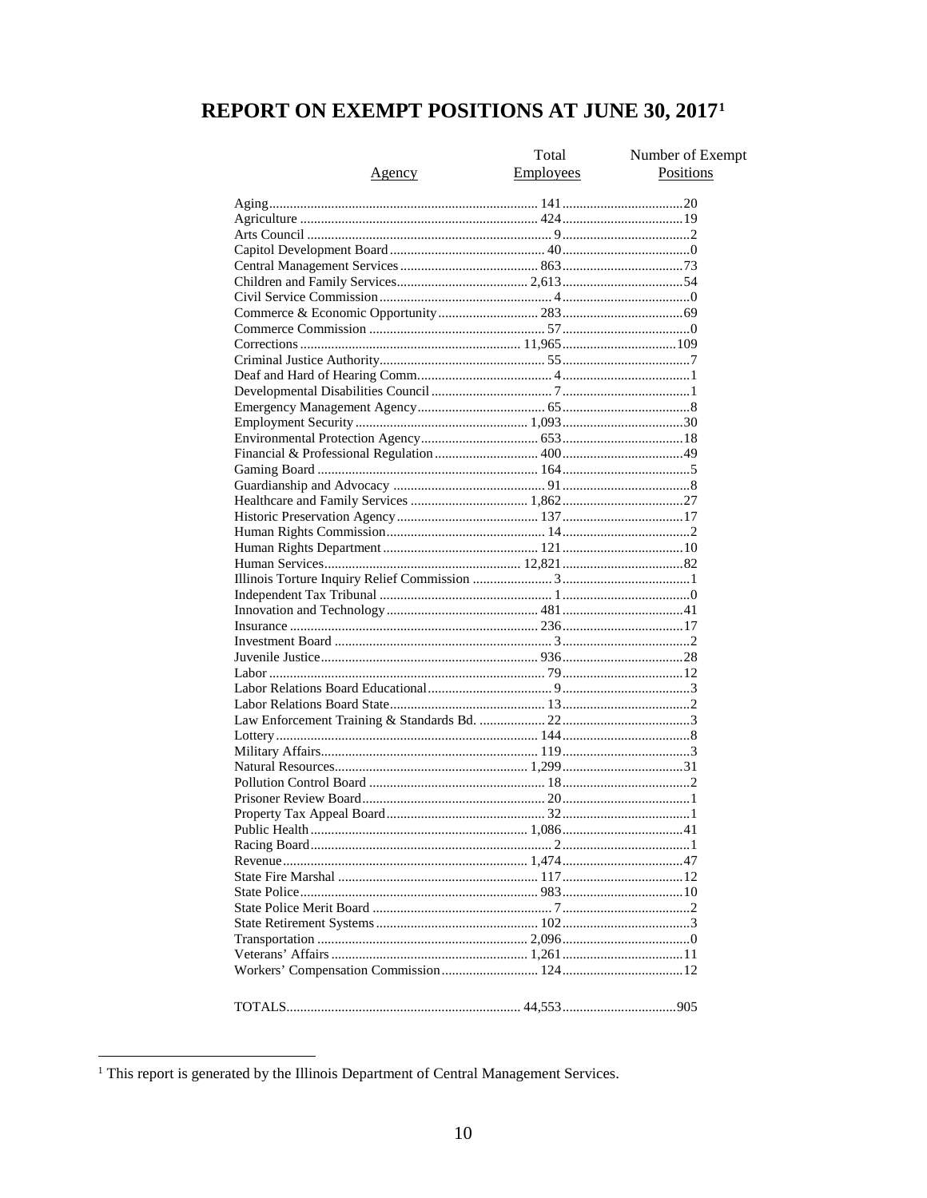# REPORT ON EXEMPT POSITIONS AT JUNE 30, 2017[1]

| Agency | Total Employees | Number of Exempt Positions |
|---|---|---|
| Aging | 141 | 20 |
| Agriculture | 424 | 19 |
| Arts Council | 9 | 2 |
| Capitol Development Board | 40 | 0 |
| Central Management Services | 863 | 73 |
| Children and Family Services | 2,613 | 54 |
| Civil Service Commission | 4 | 0 |
| Commerce & Economic Opportunity | 283 | 69 |
| Commerce Commission | 57 | 0 |
| Corrections | 11,965 | 109 |
| Criminal Justice Authority | 55 | 7 |
| Deaf and Hard of Hearing Comm. | 4 | 1 |
| Developmental Disabilities Council | 7 | 1 |
| Emergency Management Agency | 65 | 8 |
| Employment Security | 1,093 | 30 |
| Environmental Protection Agency | 653 | 18 |
| Financial & Professional Regulation | 400 | 49 |
| Gaming Board | 164 | 5 |
| Guardianship and Advocacy | 91 | 8 |
| Healthcare and Family Services | 1,862 | 27 |
| Historic Preservation Agency | 137 | 17 |
| Human Rights Commission | 14 | 2 |
| Human Rights Department | 121 | 10 |
| Human Services | 12,821 | 82 |
| Illinois Torture Inquiry Relief Commission | 3 | 1 |
| Independent Tax Tribunal | 1 | 0 |
| Innovation and Technology | 481 | 41 |
| Insurance | 236 | 17 |
| Investment Board | 3 | 2 |
| Juvenile Justice | 936 | 28 |
| Labor | 79 | 12 |
| Labor Relations Board Educational | 9 | 3 |
| Labor Relations Board State | 13 | 2 |
| Law Enforcement Training & Standards Bd. | 22 | 3 |
| Lottery | 144 | 8 |
| Military Affairs | 119 | 3 |
| Natural Resources | 1,299 | 31 |
| Pollution Control Board | 18 | 2 |
| Prisoner Review Board | 20 | 1 |
| Property Tax Appeal Board | 32 | 1 |
| Public Health | 1,086 | 41 |
| Racing Board | 2 | 1 |
| Revenue | 1,474 | 47 |
| State Fire Marshal | 117 | 12 |
| State Police | 983 | 10 |
| State Police Merit Board | 7 | 2 |
| State Retirement Systems | 102 | 3 |
| Transportation | 2,096 | 0 |
| Veterans' Affairs | 1,261 | 11 |
| Workers' Compensation Commission | 124 | 12 |
| TOTALS | 44,553 | 905 |

[1] This report is generated by the Illinois Department of Central Management Services.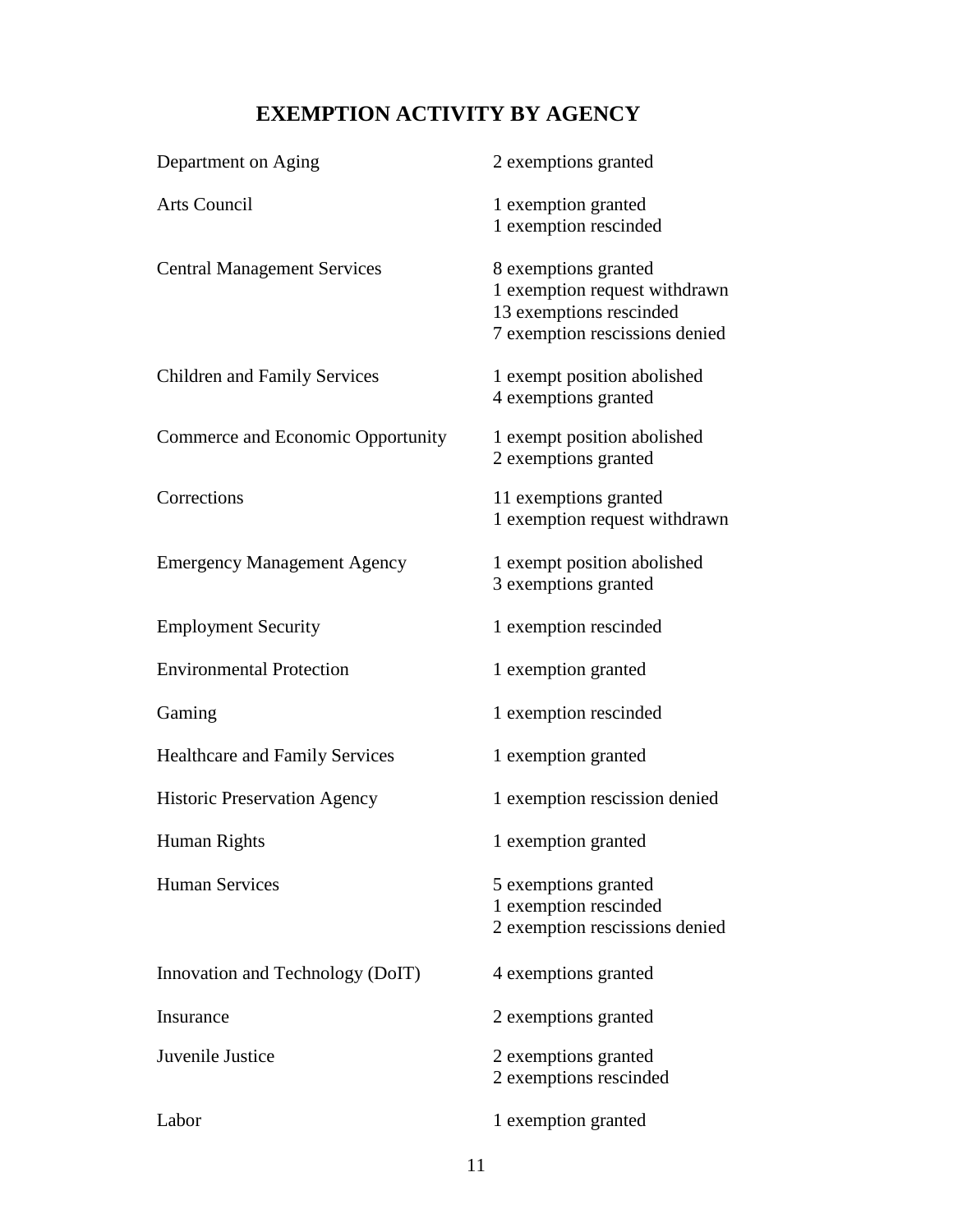# EXEMPTION ACTIVITY BY AGENCY

| Agency | Activity |
|---|---|
| Department on Aging | 2 exemptions granted |
| Arts Council | 1 exemption granted<br>1 exemption rescinded |
| Central Management Services | 8 exemptions granted<br>1 exemption request withdrawn<br>13 exemptions rescinded<br>7 exemption rescissions denied |
| Children and Family Services | 1 exempt position abolished<br>4 exemptions granted |
| Commerce and Economic Opportunity | 1 exempt position abolished<br>2 exemptions granted |
| Corrections | 11 exemptions granted<br>1 exemption request withdrawn |
| Emergency Management Agency | 1 exempt position abolished<br>3 exemptions granted |
| Employment Security | 1 exemption rescinded |
| Environmental Protection | 1 exemption granted |
| Gaming | 1 exemption rescinded |
| Healthcare and Family Services | 1 exemption granted |
| Historic Preservation Agency | 1 exemption rescission denied |
| Human Rights | 1 exemption granted |
| Human Services | 5 exemptions granted<br>1 exemption rescinded<br>2 exemption rescissions denied |
| Innovation and Technology (DoIT) | 4 exemptions granted |
| Insurance | 2 exemptions granted |
| Juvenile Justice | 2 exemptions granted<br>2 exemptions rescinded |
| Labor | 1 exemption granted |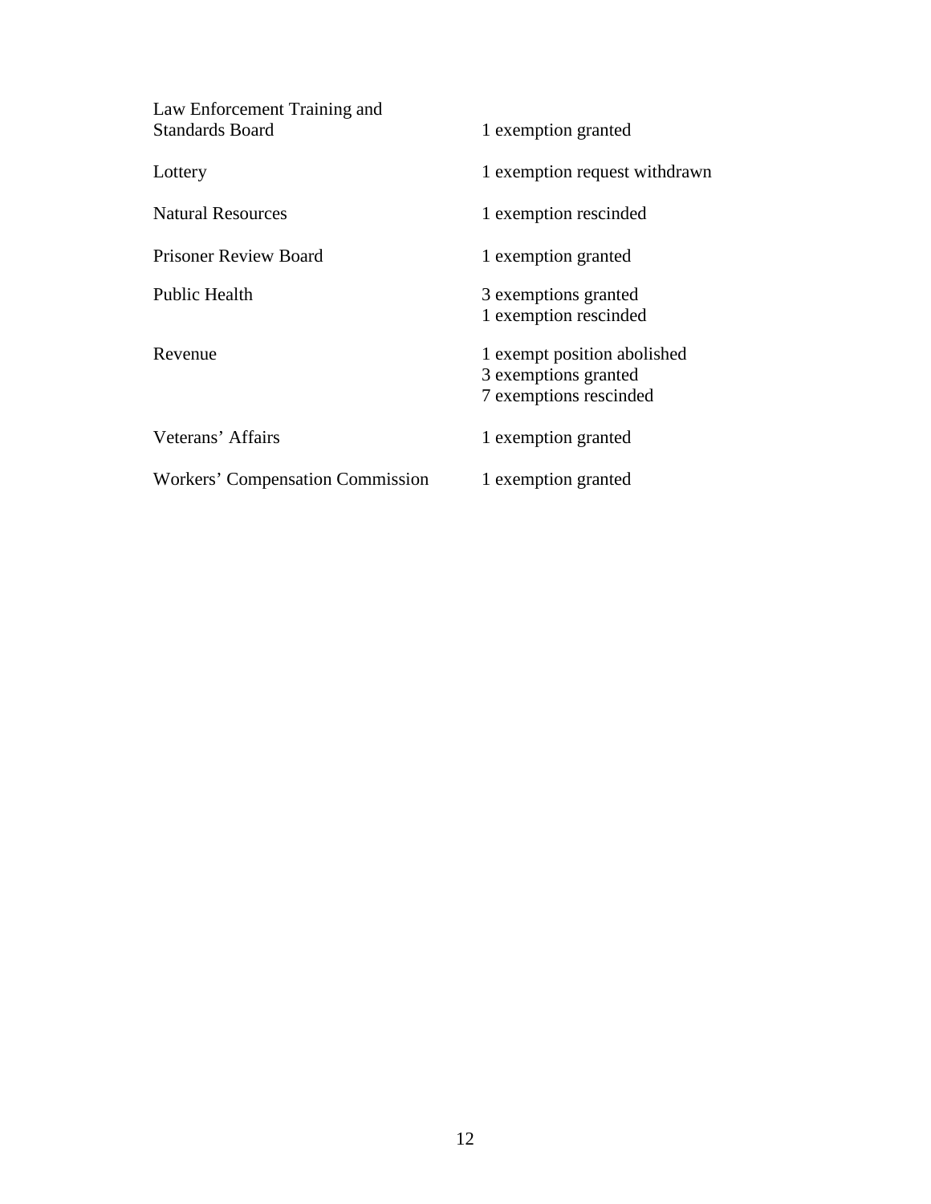| | |
|---|---|
| Law Enforcement Training and Standards Board | 1 exemption granted |
| Lottery | 1 exemption request withdrawn |
| Natural Resources | 1 exemption rescinded |
| Prisoner Review Board | 1 exemption granted |
| Public Health | 3 exemptions granted<br>1 exemption rescinded |
| Revenue | 1 exempt position abolished<br>3 exemptions granted<br>7 exemptions rescinded |
| Veterans' Affairs | 1 exemption granted |
| Workers' Compensation Commission | 1 exemption granted |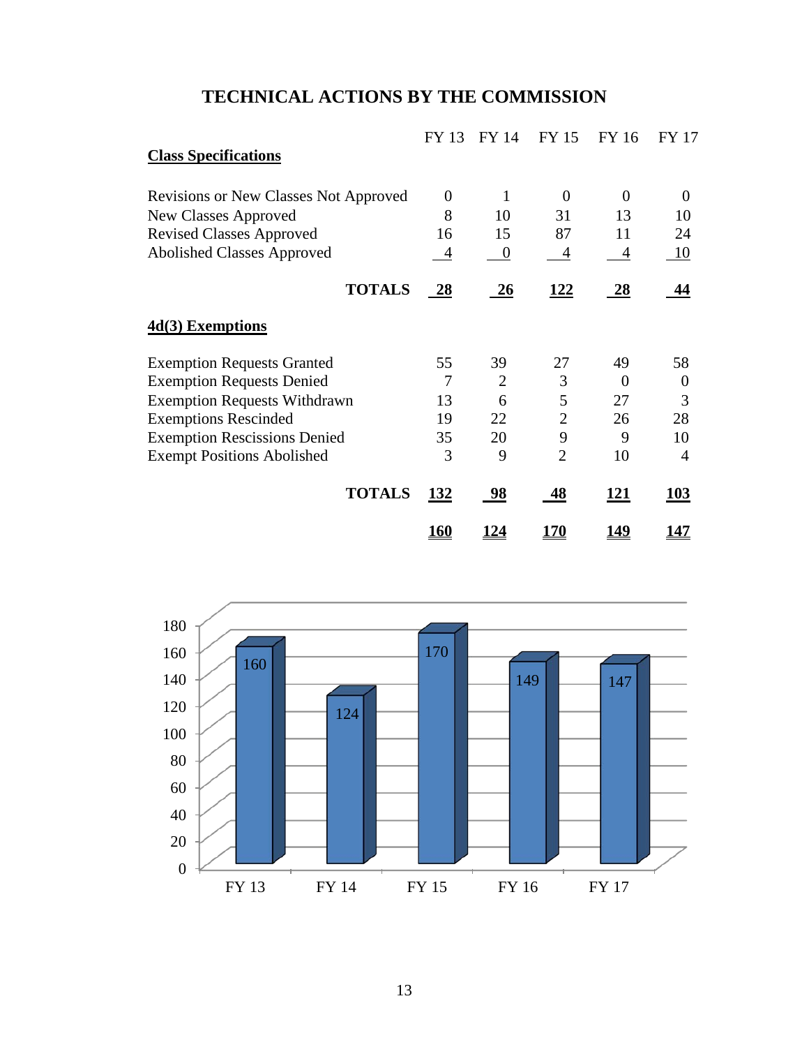# TECHNICAL ACTIONS BY THE COMMISSION

| | FY 13 | FY 14 | FY 15 | FY 16 | FY 17 |
|---|---|---|---|---|---|
| **Class Specifications** | | | | | |
| Revisions or New Classes Not Approved | 0 | 1 | 0 | 0 | 0 |
| New Classes Approved | 8 | 10 | 31 | 13 | 10 |
| Revised Classes Approved | 16 | 15 | 87 | 11 | 24 |
| Abolished Classes Approved | 4 | 0 | 4 | 4 | 10 |
| **TOTALS** | **28** | **26** | **122** | **28** | **44** |
| **4d(3) Exemptions** | | | | | |
| Exemption Requests Granted | 55 | 39 | 27 | 49 | 58 |
| Exemption Requests Denied | 7 | 2 | 3 | 0 | 0 |
| Exemption Requests Withdrawn | 13 | 6 | 5 | 27 | 3 |
| Exemptions Rescinded | 19 | 22 | 2 | 26 | 28 |
| Exemption Rescissions Denied | 35 | 20 | 9 | 9 | 10 |
| Exempt Positions Abolished | 3 | 9 | 2 | 10 | 4 |
| **TOTALS** | **132** | **98** | **48** | **121** | **103** |
| | **160** | **124** | **170** | **149** | **147** |

| | FY 13 | FY 14 | FY 15 | FY 16 | FY 17 |
|---|---|---|---|---|---|
| Total | 160 | 124 | 170 | 149 | 147 |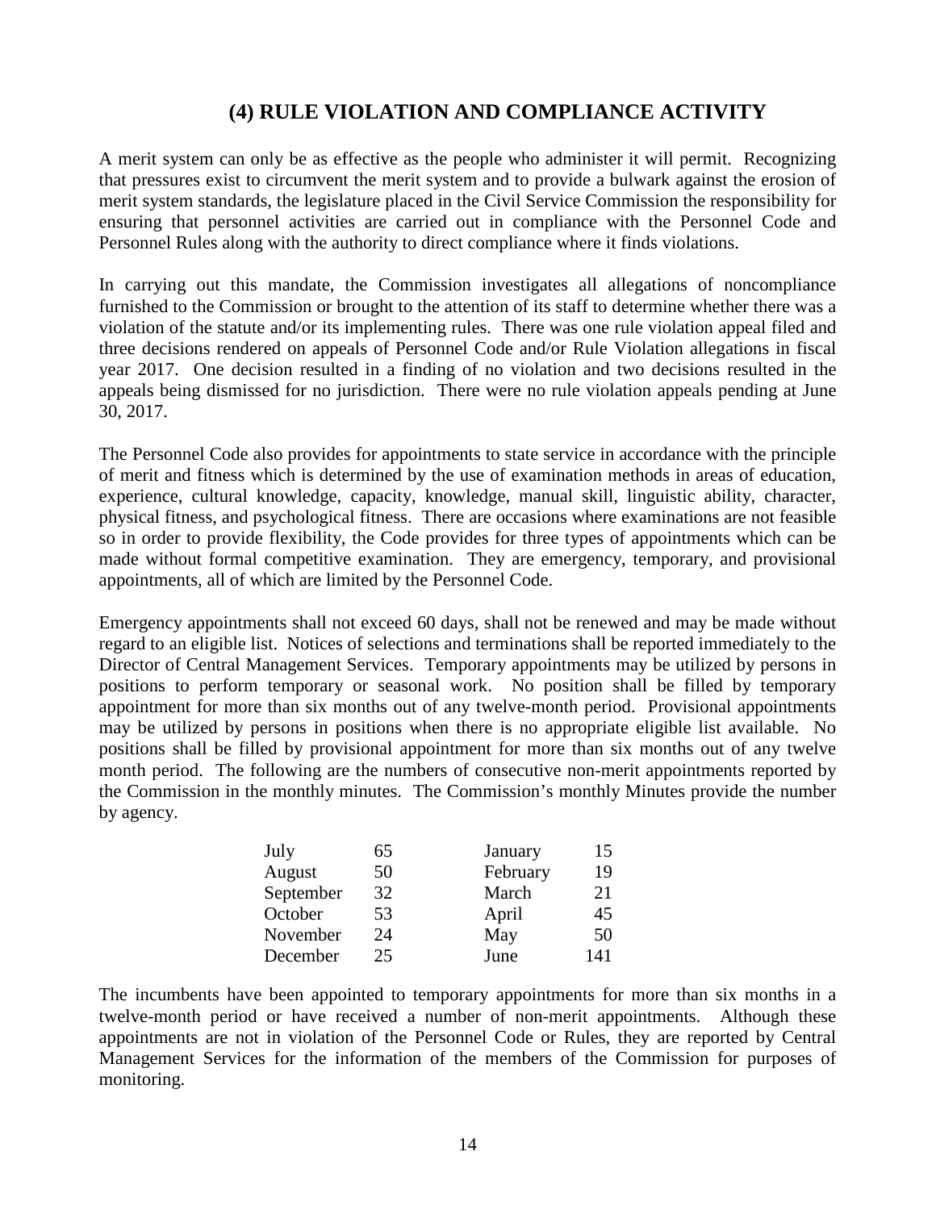## (4) RULE VIOLATION AND COMPLIANCE ACTIVITY

A merit system can only be as effective as the people who administer it will permit. Recognizing that pressures exist to circumvent the merit system and to provide a bulwark against the erosion of merit system standards, the legislature placed in the Civil Service Commission the responsibility for ensuring that personnel activities are carried out in compliance with the Personnel Code and Personnel Rules along with the authority to direct compliance where it finds violations.

In carrying out this mandate, the Commission investigates all allegations of noncompliance furnished to the Commission or brought to the attention of its staff to determine whether there was a violation of the statute and/or its implementing rules. There was one rule violation appeal filed and three decisions rendered on appeals of Personnel Code and/or Rule Violation allegations in fiscal year 2017. One decision resulted in a finding of no violation and two decisions resulted in the appeals being dismissed for no jurisdiction. There were no rule violation appeals pending at June 30, 2017.

The Personnel Code also provides for appointments to state service in accordance with the principle of merit and fitness which is determined by the use of examination methods in areas of education, experience, cultural knowledge, capacity, knowledge, manual skill, linguistic ability, character, physical fitness, and psychological fitness. There are occasions where examinations are not feasible so in order to provide flexibility, the Code provides for three types of appointments which can be made without formal competitive examination. They are emergency, temporary, and provisional appointments, all of which are limited by the Personnel Code.

Emergency appointments shall not exceed 60 days, shall not be renewed and may be made without regard to an eligible list. Notices of selections and terminations shall be reported immediately to the Director of Central Management Services. Temporary appointments may be utilized by persons in positions to perform temporary or seasonal work. No position shall be filled by temporary appointment for more than six months out of any twelve-month period. Provisional appointments may be utilized by persons in positions when there is no appropriate eligible list available. No positions shall be filled by provisional appointment for more than six months out of any twelve month period. The following are the numbers of consecutive non-merit appointments reported by the Commission in the monthly minutes. The Commission's monthly Minutes provide the number by agency.

| | | | |
|---|---|---|---|
| July | 65 | January | 15 |
| August | 50 | February | 19 |
| September | 32 | March | 21 |
| October | 53 | April | 45 |
| November | 24 | May | 50 |
| December | 25 | June | 141 |

The incumbents have been appointed to temporary appointments for more than six months in a twelve-month period or have received a number of non-merit appointments. Although these appointments are not in violation of the Personnel Code or Rules, they are reported by Central Management Services for the information of the members of the Commission for purposes of monitoring.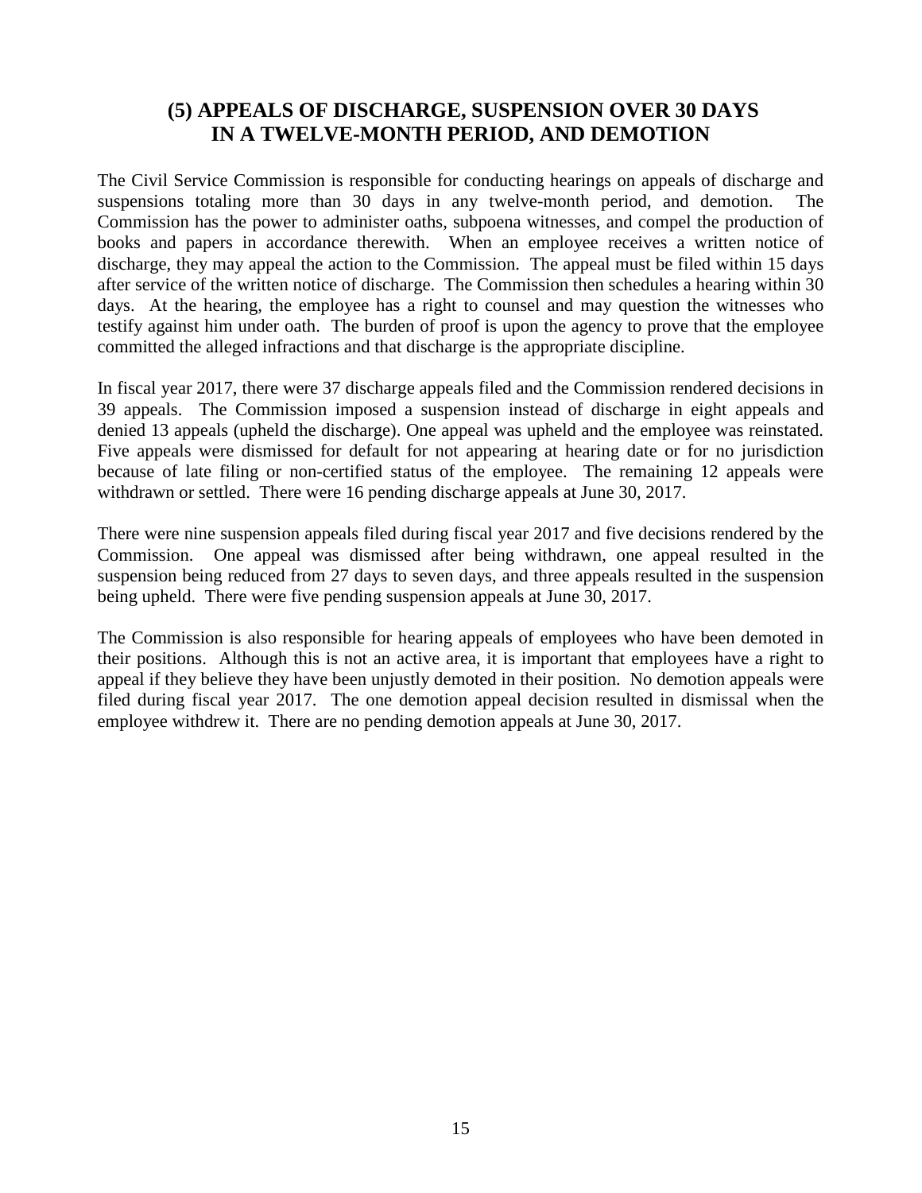## (5) APPEALS OF DISCHARGE, SUSPENSION OVER 30 DAYS IN A TWELVE-MONTH PERIOD, AND DEMOTION

The Civil Service Commission is responsible for conducting hearings on appeals of discharge and suspensions totaling more than 30 days in any twelve-month period, and demotion. The Commission has the power to administer oaths, subpoena witnesses, and compel the production of books and papers in accordance therewith. When an employee receives a written notice of discharge, they may appeal the action to the Commission. The appeal must be filed within 15 days after service of the written notice of discharge. The Commission then schedules a hearing within 30 days. At the hearing, the employee has a right to counsel and may question the witnesses who testify against him under oath. The burden of proof is upon the agency to prove that the employee committed the alleged infractions and that discharge is the appropriate discipline.

In fiscal year 2017, there were 37 discharge appeals filed and the Commission rendered decisions in 39 appeals. The Commission imposed a suspension instead of discharge in eight appeals and denied 13 appeals (upheld the discharge). One appeal was upheld and the employee was reinstated. Five appeals were dismissed for default for not appearing at hearing date or for no jurisdiction because of late filing or non-certified status of the employee. The remaining 12 appeals were withdrawn or settled. There were 16 pending discharge appeals at June 30, 2017.

There were nine suspension appeals filed during fiscal year 2017 and five decisions rendered by the Commission. One appeal was dismissed after being withdrawn, one appeal resulted in the suspension being reduced from 27 days to seven days, and three appeals resulted in the suspension being upheld. There were five pending suspension appeals at June 30, 2017.

The Commission is also responsible for hearing appeals of employees who have been demoted in their positions. Although this is not an active area, it is important that employees have a right to appeal if they believe they have been unjustly demoted in their position. No demotion appeals were filed during fiscal year 2017. The one demotion appeal decision resulted in dismissal when the employee withdrew it. There are no pending demotion appeals at June 30, 2017.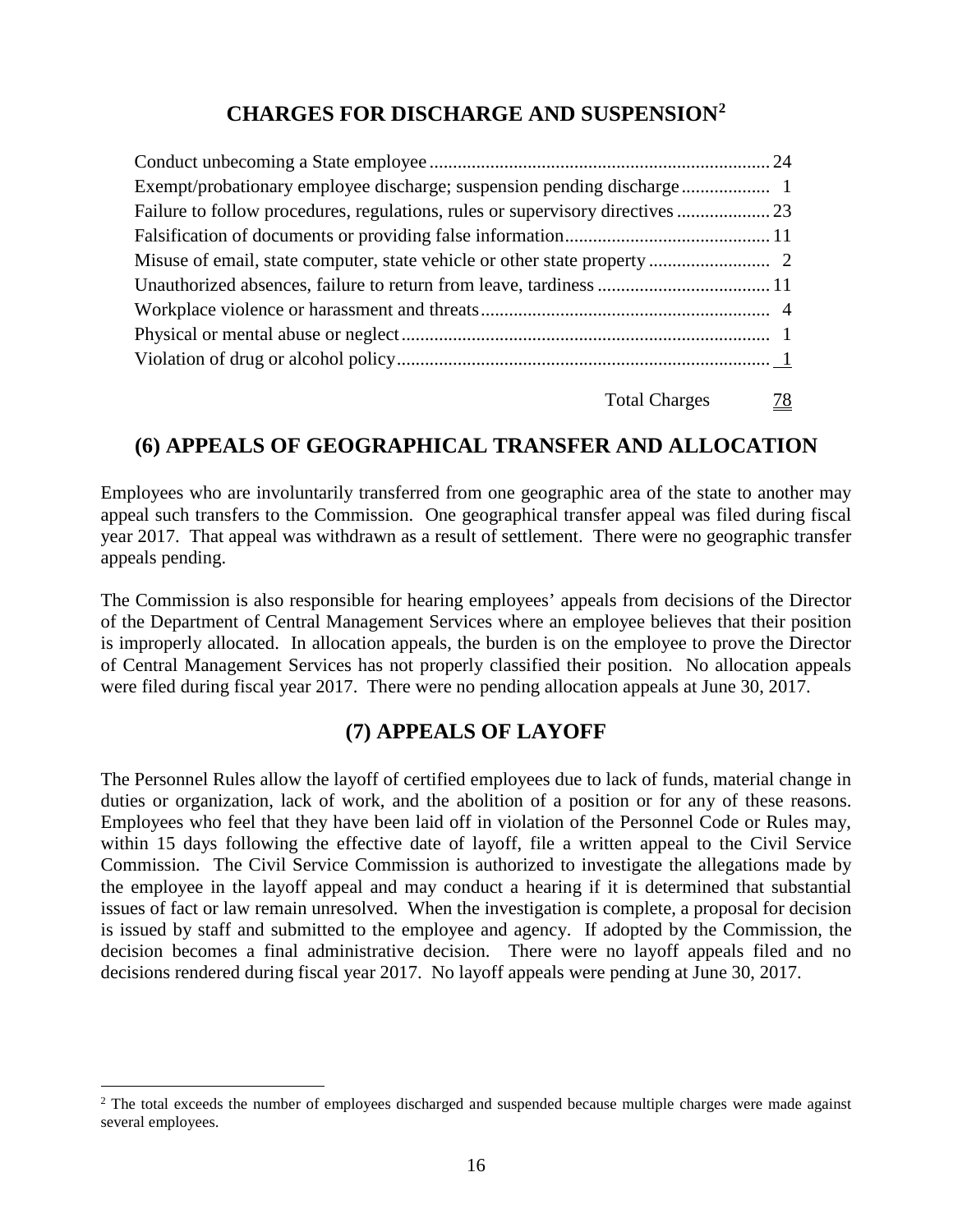## CHARGES FOR DISCHARGE AND SUSPENSION[2]

| Charge | Count |
|---|---|
| Conduct unbecoming a State employee | 24 |
| Exempt/probationary employee discharge; suspension pending discharge | 1 |
| Failure to follow procedures, regulations, rules or supervisory directives | 23 |
| Falsification of documents or providing false information | 11 |
| Misuse of email, state computer, state vehicle or other state property | 2 |
| Unauthorized absences, failure to return from leave, tardiness | 11 |
| Workplace violence or harassment and threats | 4 |
| Physical or mental abuse or neglect | 1 |
| Violation of drug or alcohol policy | 1 |
| Total Charges | 78 |

## (6) APPEALS OF GEOGRAPHICAL TRANSFER AND ALLOCATION

Employees who are involuntarily transferred from one geographic area of the state to another may appeal such transfers to the Commission. One geographical transfer appeal was filed during fiscal year 2017. That appeal was withdrawn as a result of settlement. There were no geographic transfer appeals pending.

The Commission is also responsible for hearing employees' appeals from decisions of the Director of the Department of Central Management Services where an employee believes that their position is improperly allocated. In allocation appeals, the burden is on the employee to prove the Director of Central Management Services has not properly classified their position. No allocation appeals were filed during fiscal year 2017. There were no pending allocation appeals at June 30, 2017.

## (7) APPEALS OF LAYOFF

The Personnel Rules allow the layoff of certified employees due to lack of funds, material change in duties or organization, lack of work, and the abolition of a position or for any of these reasons. Employees who feel that they have been laid off in violation of the Personnel Code or Rules may, within 15 days following the effective date of layoff, file a written appeal to the Civil Service Commission. The Civil Service Commission is authorized to investigate the allegations made by the employee in the layoff appeal and may conduct a hearing if it is determined that substantial issues of fact or law remain unresolved. When the investigation is complete, a proposal for decision is issued by staff and submitted to the employee and agency. If adopted by the Commission, the decision becomes a final administrative decision. There were no layoff appeals filed and no decisions rendered during fiscal year 2017. No layoff appeals were pending at June 30, 2017.

[2] The total exceeds the number of employees discharged and suspended because multiple charges were made against several employees.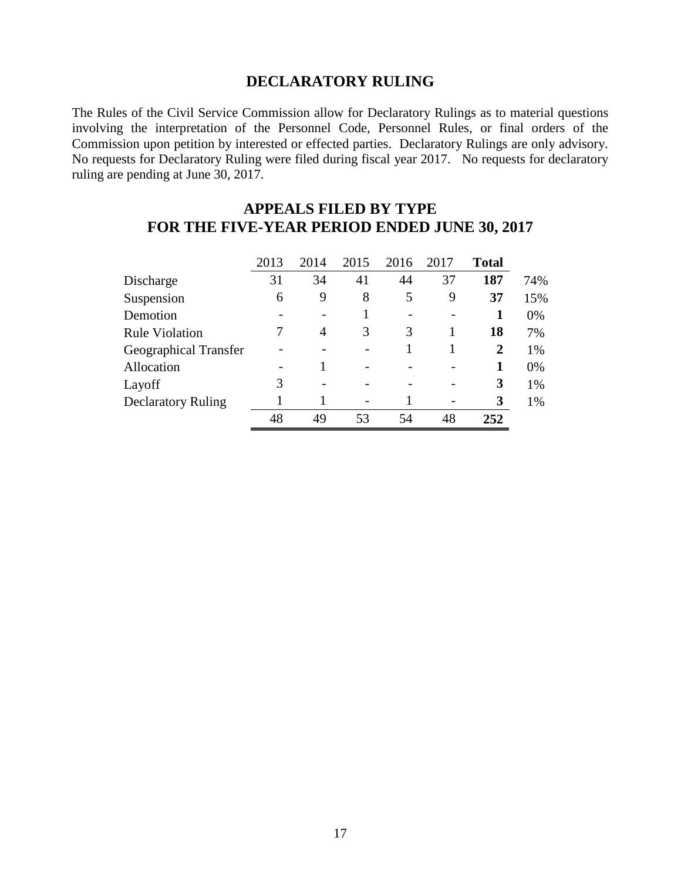## DECLARATORY RULING

The Rules of the Civil Service Commission allow for Declaratory Rulings as to material questions involving the interpretation of the Personnel Code, Personnel Rules, or final orders of the Commission upon petition by interested or effected parties. Declaratory Rulings are only advisory. No requests for Declaratory Ruling were filed during fiscal year 2017. No requests for declaratory ruling are pending at June 30, 2017.

## APPEALS FILED BY TYPE
## FOR THE FIVE-YEAR PERIOD ENDED JUNE 30, 2017

| | 2013 | 2014 | 2015 | 2016 | 2017 | **Total** | |
|---|---|---|---|---|---|---|---|
| Discharge | 31 | 34 | 41 | 44 | 37 | **187** | 74% |
| Suspension | 6 | 9 | 8 | 5 | 9 | **37** | 15% |
| Demotion | - | - | 1 | - | - | **1** | 0% |
| Rule Violation | 7 | 4 | 3 | 3 | 1 | **18** | 7% |
| Geographical Transfer | - | - | - | 1 | 1 | **2** | 1% |
| Allocation | - | 1 | - | - | - | **1** | 0% |
| Layoff | 3 | - | - | - | - | **3** | 1% |
| Declaratory Ruling | 1 | 1 | - | 1 | - | **3** | 1% |
| | 48 | 49 | 53 | 54 | 48 | **252** | |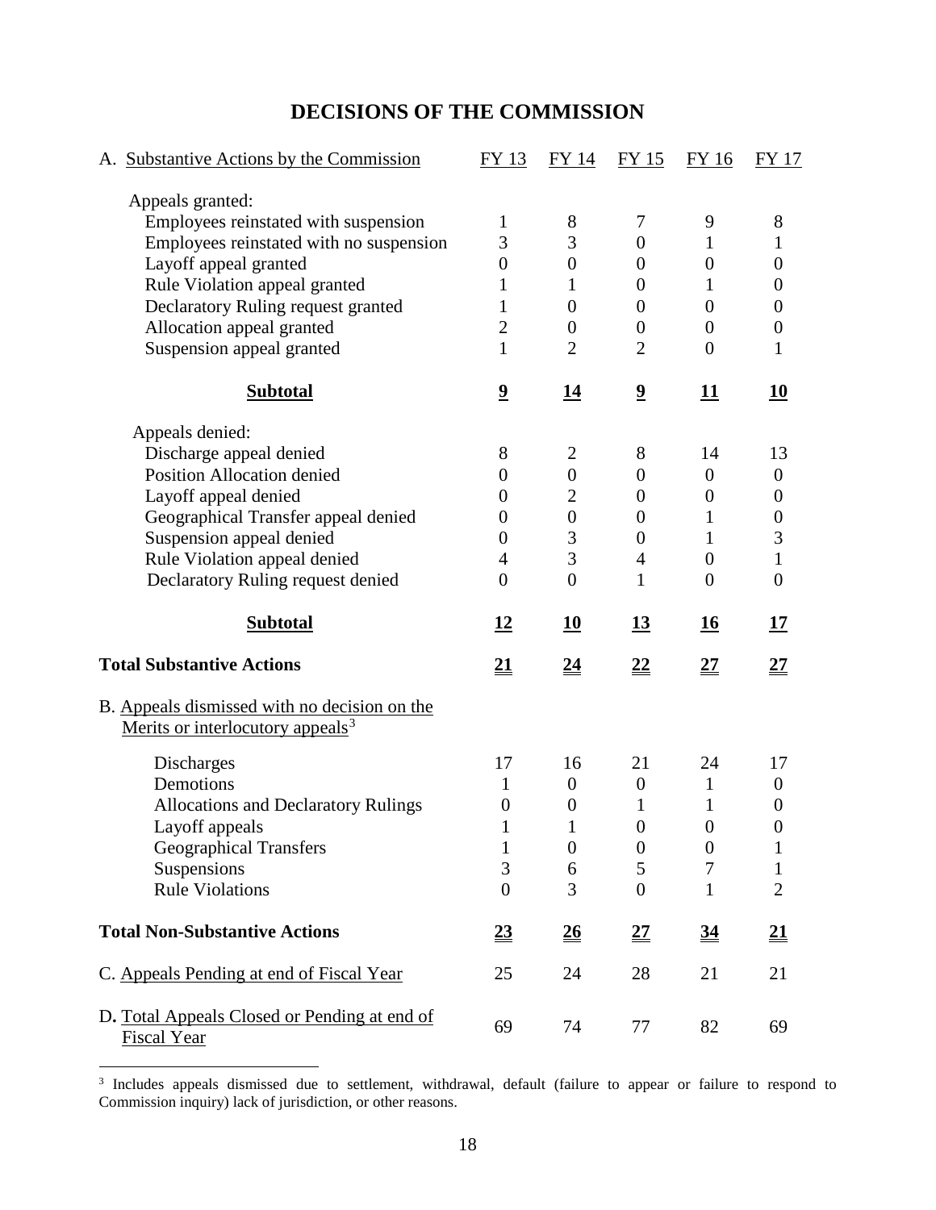# DECISIONS OF THE COMMISSION

| A. Substantive Actions by the Commission | FY 13 | FY 14 | FY 15 | FY 16 | FY 17 |
|---|---|---|---|---|---|
| Appeals granted: | | | | | |
| Employees reinstated with suspension | 1 | 8 | 7 | 9 | 8 |
| Employees reinstated with no suspension | 3 | 3 | 0 | 1 | 1 |
| Layoff appeal granted | 0 | 0 | 0 | 0 | 0 |
| Rule Violation appeal granted | 1 | 1 | 0 | 1 | 0 |
| Declaratory Ruling request granted | 1 | 0 | 0 | 0 | 0 |
| Allocation appeal granted | 2 | 0 | 0 | 0 | 0 |
| Suspension appeal granted | 1 | 2 | 2 | 0 | 1 |
| **Subtotal** | **9** | **14** | **9** | **11** | **10** |
| Appeals denied: | | | | | |
| Discharge appeal denied | 8 | 2 | 8 | 14 | 13 |
| Position Allocation denied | 0 | 0 | 0 | 0 | 0 |
| Layoff appeal denied | 0 | 2 | 0 | 0 | 0 |
| Geographical Transfer appeal denied | 0 | 0 | 0 | 1 | 0 |
| Suspension appeal denied | 0 | 3 | 0 | 1 | 3 |
| Rule Violation appeal denied | 4 | 3 | 4 | 0 | 1 |
| Declaratory Ruling request denied | 0 | 0 | 1 | 0 | 0 |
| **Subtotal** | **12** | **10** | **13** | **16** | **17** |
| **Total Substantive Actions** | **21** | **24** | **22** | **27** | **27** |
| B. Appeals dismissed with no decision on the Merits or interlocutory appeals[3] | | | | | |
| Discharges | 17 | 16 | 21 | 24 | 17 |
| Demotions | 1 | 0 | 0 | 1 | 0 |
| Allocations and Declaratory Rulings | 0 | 0 | 1 | 1 | 0 |
| Layoff appeals | 1 | 1 | 0 | 0 | 0 |
| Geographical Transfers | 1 | 0 | 0 | 0 | 1 |
| Suspensions | 3 | 6 | 5 | 7 | 1 |
| Rule Violations | 0 | 3 | 0 | 1 | 2 |
| **Total Non-Substantive Actions** | **23** | **26** | **27** | **34** | **21** |
| C. Appeals Pending at end of Fiscal Year | 25 | 24 | 28 | 21 | 21 |
| D. Total Appeals Closed or Pending at end of Fiscal Year | 69 | 74 | 77 | 82 | 69 |

[3] Includes appeals dismissed due to settlement, withdrawal, default (failure to appear or failure to respond to Commission inquiry) lack of jurisdiction, or other reasons.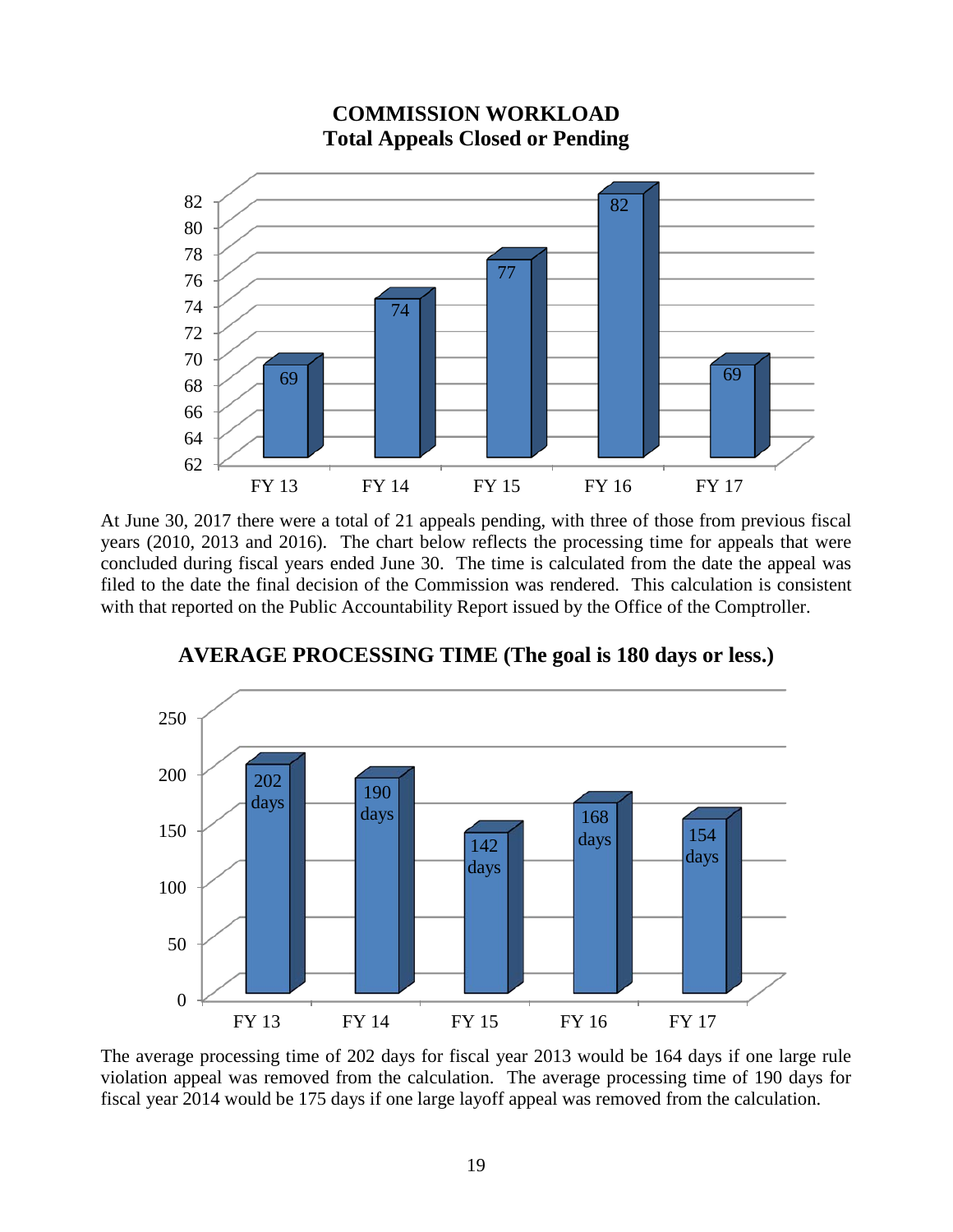**COMMISSION WORKLOAD**
**Total Appeals Closed or Pending**

| Fiscal Year | Total Appeals Closed or Pending |
|---|---|
| FY 13 | 69 |
| FY 14 | 74 |
| FY 15 | 77 |
| FY 16 | 82 |
| FY 17 | 69 |

At June 30, 2017 there were a total of 21 appeals pending, with three of those from previous fiscal years (2010, 2013 and 2016). The chart below reflects the processing time for appeals that were concluded during fiscal years ended June 30. The time is calculated from the date the appeal was filed to the date the final decision of the Commission was rendered. This calculation is consistent with that reported on the Public Accountability Report issued by the Office of the Comptroller.

**AVERAGE PROCESSING TIME (The goal is 180 days or less.)**

| Fiscal Year | Average Processing Time |
|---|---|
| FY 13 | 202 days |
| FY 14 | 190 days |
| FY 15 | 142 days |
| FY 16 | 168 days |
| FY 17 | 154 days |

The average processing time of 202 days for fiscal year 2013 would be 164 days if one large rule violation appeal was removed from the calculation. The average processing time of 190 days for fiscal year 2014 would be 175 days if one large layoff appeal was removed from the calculation.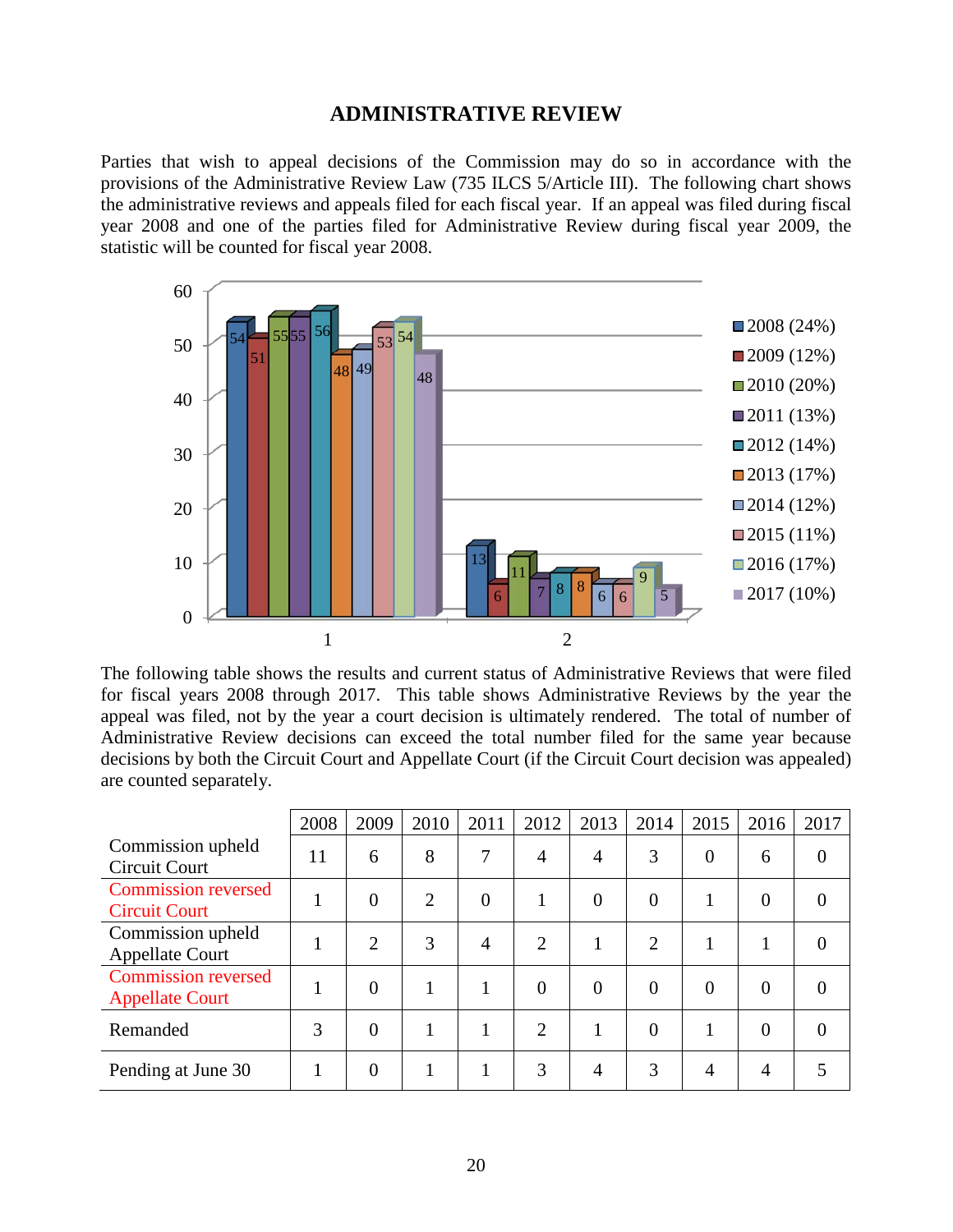# ADMINISTRATIVE REVIEW

Parties that wish to appeal decisions of the Commission may do so in accordance with the provisions of the Administrative Review Law (735 ILCS 5/Article III). The following chart shows the administrative reviews and appeals filed for each fiscal year. If an appeal was filed during fiscal year 2008 and one of the parties filed for Administrative Review during fiscal year 2009, the statistic will be counted for fiscal year 2008.

| | 1 | 2 |
|---|---|---|
| 2008 (24%) | 54 | 13 |
| 2009 (12%) | 51 | 6 |
| 2010 (20%) | 55 | 11 |
| 2011 (13%) | 55 | 7 |
| 2012 (14%) | 56 | 8 |
| 2013 (17%) | 48 | 8 |
| 2014 (12%) | 49 | 6 |
| 2015 (11%) | 53 | 6 |
| 2016 (17%) | 54 | 9 |
| 2017 (10%) | 48 | 5 |

The following table shows the results and current status of Administrative Reviews that were filed for fiscal years 2008 through 2017. This table shows Administrative Reviews by the year the appeal was filed, not by the year a court decision is ultimately rendered. The total of number of Administrative Review decisions can exceed the total number filed for the same year because decisions by both the Circuit Court and Appellate Court (if the Circuit Court decision was appealed) are counted separately.

| | 2008 | 2009 | 2010 | 2011 | 2012 | 2013 | 2014 | 2015 | 2016 | 2017 |
|---|---|---|---|---|---|---|---|---|---|---|
| Commission upheld Circuit Court | 11 | 6 | 8 | 7 | 4 | 4 | 3 | 0 | 6 | 0 |
| Commission reversed Circuit Court | 1 | 0 | 2 | 0 | 1 | 0 | 0 | 1 | 0 | 0 |
| Commission upheld Appellate Court | 1 | 2 | 3 | 4 | 2 | 1 | 2 | 1 | 1 | 0 |
| Commission reversed Appellate Court | 1 | 0 | 1 | 1 | 0 | 0 | 0 | 0 | 0 | 0 |
| Remanded | 3 | 0 | 1 | 1 | 2 | 1 | 0 | 1 | 0 | 0 |
| Pending at June 30 | 1 | 0 | 1 | 1 | 3 | 4 | 3 | 4 | 4 | 5 |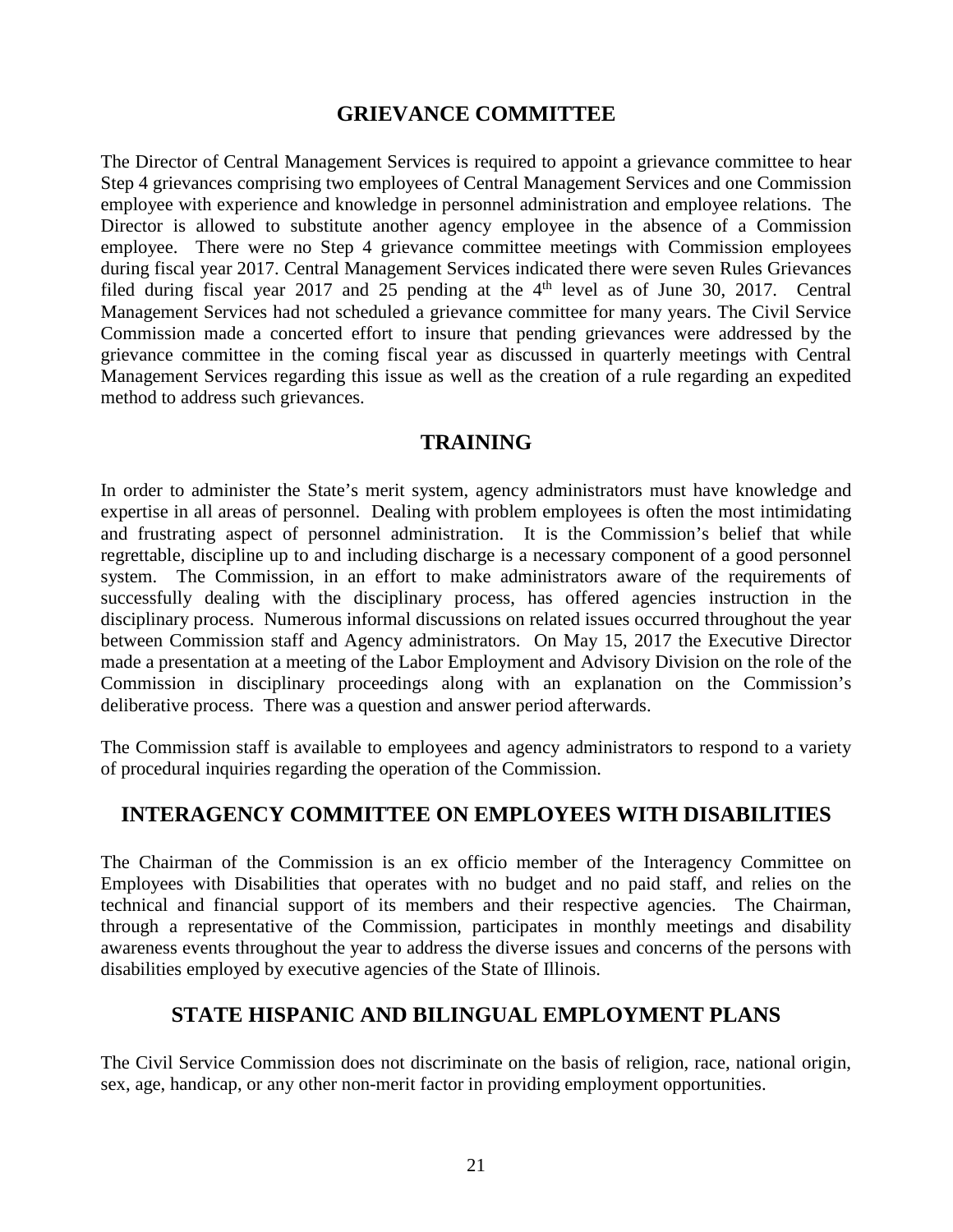## GRIEVANCE COMMITTEE

The Director of Central Management Services is required to appoint a grievance committee to hear Step 4 grievances comprising two employees of Central Management Services and one Commission employee with experience and knowledge in personnel administration and employee relations. The Director is allowed to substitute another agency employee in the absence of a Commission employee. There were no Step 4 grievance committee meetings with Commission employees during fiscal year 2017. Central Management Services indicated there were seven Rules Grievances filed during fiscal year 2017 and 25 pending at the 4th level as of June 30, 2017. Central Management Services had not scheduled a grievance committee for many years. The Civil Service Commission made a concerted effort to insure that pending grievances were addressed by the grievance committee in the coming fiscal year as discussed in quarterly meetings with Central Management Services regarding this issue as well as the creation of a rule regarding an expedited method to address such grievances.

## TRAINING

In order to administer the State's merit system, agency administrators must have knowledge and expertise in all areas of personnel. Dealing with problem employees is often the most intimidating and frustrating aspect of personnel administration. It is the Commission's belief that while regrettable, discipline up to and including discharge is a necessary component of a good personnel system. The Commission, in an effort to make administrators aware of the requirements of successfully dealing with the disciplinary process, has offered agencies instruction in the disciplinary process. Numerous informal discussions on related issues occurred throughout the year between Commission staff and Agency administrators. On May 15, 2017 the Executive Director made a presentation at a meeting of the Labor Employment and Advisory Division on the role of the Commission in disciplinary proceedings along with an explanation on the Commission's deliberative process. There was a question and answer period afterwards.

The Commission staff is available to employees and agency administrators to respond to a variety of procedural inquiries regarding the operation of the Commission.

## INTERAGENCY COMMITTEE ON EMPLOYEES WITH DISABILITIES

The Chairman of the Commission is an ex officio member of the Interagency Committee on Employees with Disabilities that operates with no budget and no paid staff, and relies on the technical and financial support of its members and their respective agencies. The Chairman, through a representative of the Commission, participates in monthly meetings and disability awareness events throughout the year to address the diverse issues and concerns of the persons with disabilities employed by executive agencies of the State of Illinois.

## STATE HISPANIC AND BILINGUAL EMPLOYMENT PLANS

The Civil Service Commission does not discriminate on the basis of religion, race, national origin, sex, age, handicap, or any other non-merit factor in providing employment opportunities.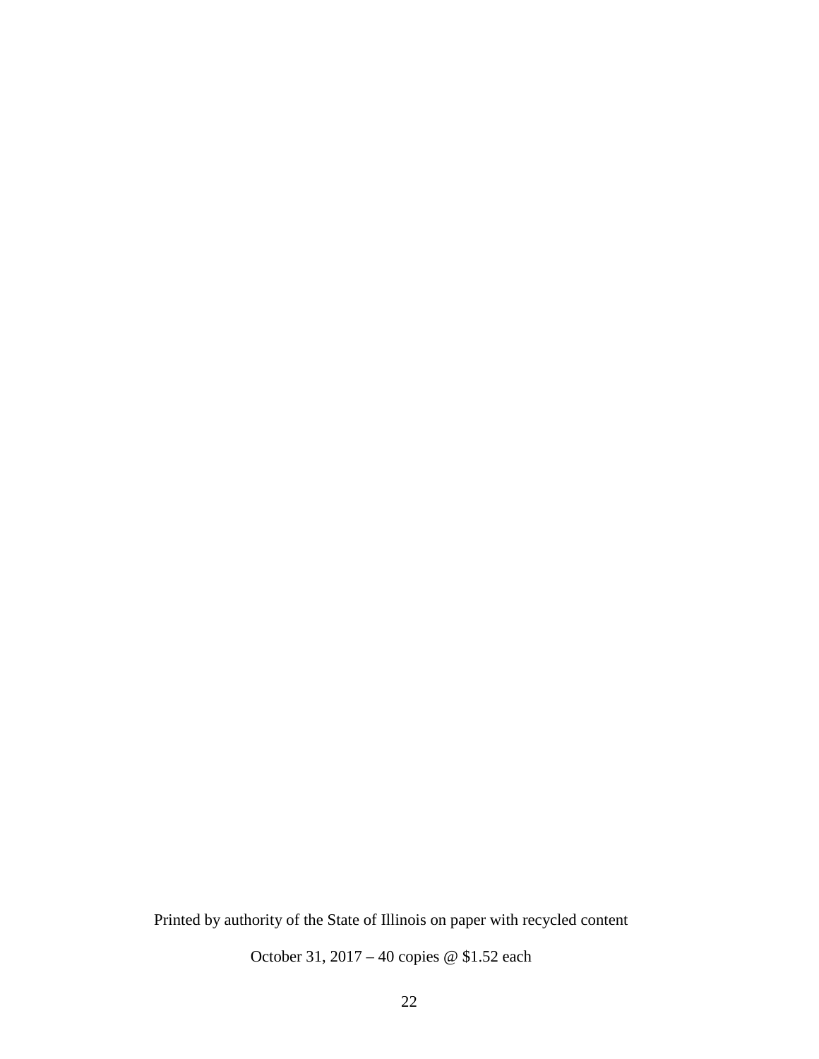Printed by authority of the State of Illinois on paper with recycled content

October 31, 2017 – 40 copies @ $1.52 each